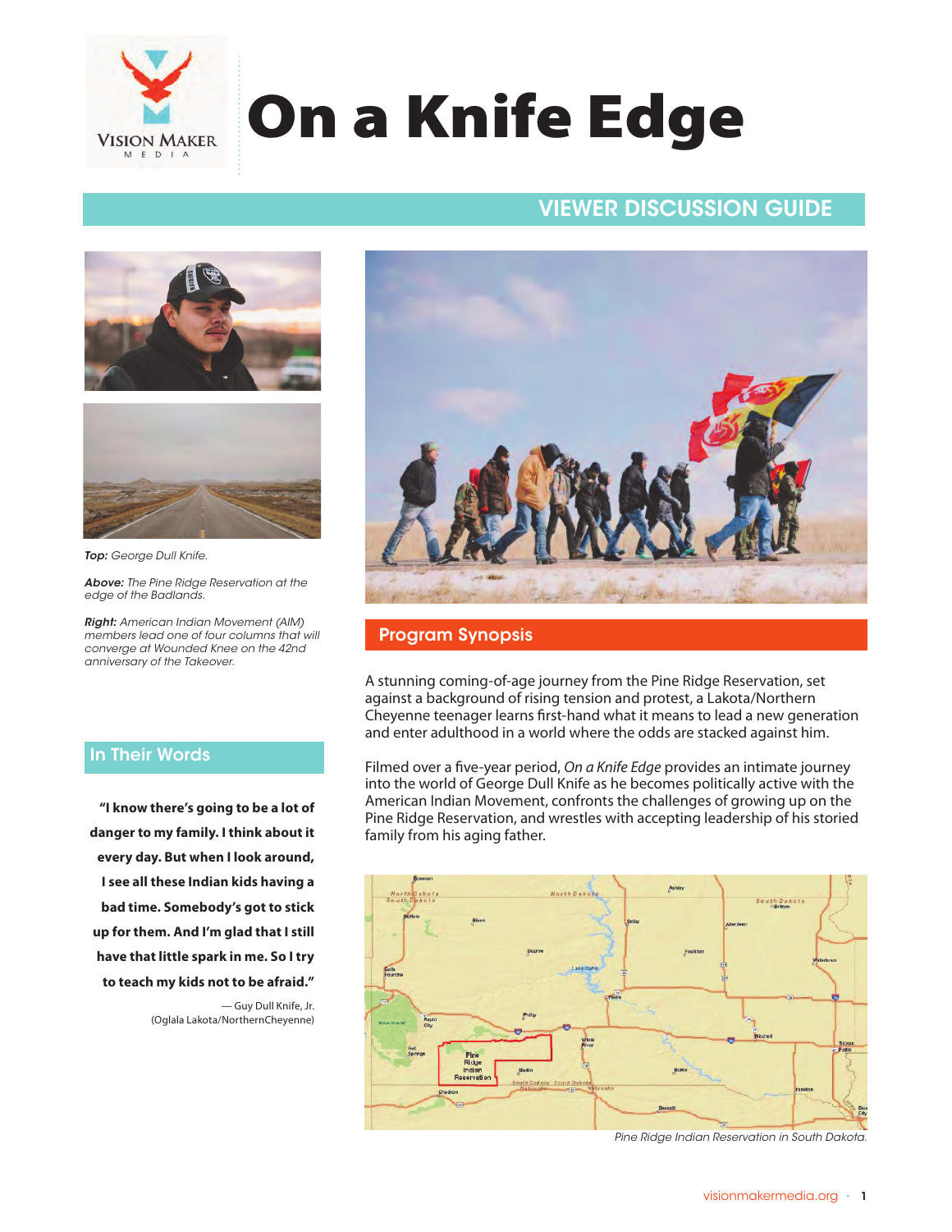# On a Knife Edge

## VIEWER DISCUSSION GUIDE

***Top:*** *George Dull Knife.*

***Above:*** *The Pine Ridge Reservation at the edge of the Badlands.*

***Right:*** *American Indian Movement (AIM) members lead one of four columns that will converge at Wounded Knee on the 42nd anniversary of the Takeover.*

## Program Synopsis

A stunning coming-of-age journey from the Pine Ridge Reservation, set against a background of rising tension and protest, a Lakota/Northern Cheyenne teenager learns first-hand what it means to lead a new generation and enter adulthood in a world where the odds are stacked against him.

Filmed over a five-year period, *On a Knife Edge* provides an intimate journey into the world of George Dull Knife as he becomes politically active with the American Indian Movement, confronts the challenges of growing up on the Pine Ridge Reservation, and wrestles with accepting leadership of his storied family from his aging father.

## In Their Words

**"I know there's going to be a lot of danger to my family. I think about it every day. But when I look around, I see all these Indian kids having a bad time. Somebody's got to stick up for them. And I'm glad that I still have that little spark in me. So I try to teach my kids not to be afraid."**

— Guy Dull Knife, Jr.
(Oglala Lakota/NorthernCheyenne)

*Pine Ridge Indian Reservation in South Dakota.*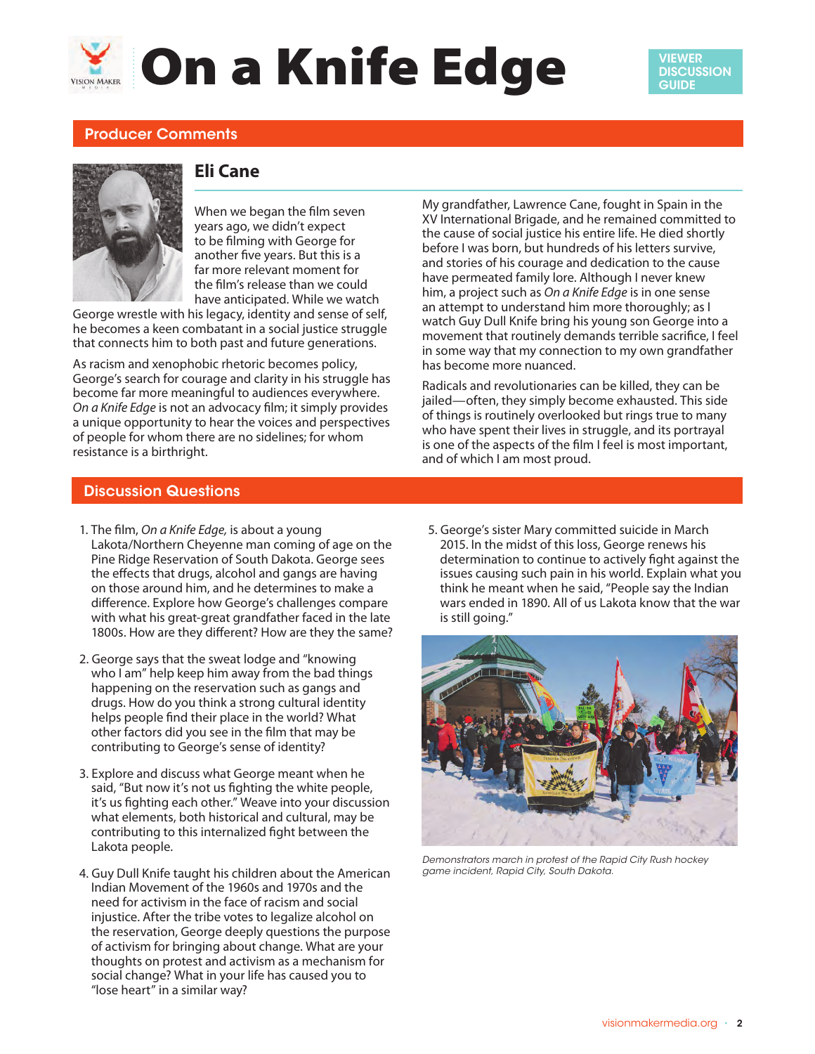# On a Knife Edge

VIEWER DISCUSSION GUIDE

## Producer Comments

### Eli Cane

When we began the film seven years ago, we didn't expect to be filming with George for another five years. But this is a far more relevant moment for the film's release than we could have anticipated. While we watch George wrestle with his legacy, identity and sense of self, he becomes a keen combatant in a social justice struggle that connects him to both past and future generations.

As racism and xenophobic rhetoric becomes policy, George's search for courage and clarity in his struggle has become far more meaningful to audiences everywhere. *On a Knife Edge* is not an advocacy film; it simply provides a unique opportunity to hear the voices and perspectives of people for whom there are no sidelines; for whom resistance is a birthright.

My grandfather, Lawrence Cane, fought in Spain in the XV International Brigade, and he remained committed to the cause of social justice his entire life. He died shortly before I was born, but hundreds of his letters survive, and stories of his courage and dedication to the cause have permeated family lore. Although I never knew him, a project such as *On a Knife Edge* is in one sense an attempt to understand him more thoroughly; as I watch Guy Dull Knife bring his young son George into a movement that routinely demands terrible sacrifice, I feel in some way that my connection to my own grandfather has become more nuanced.

Radicals and revolutionaries can be killed, they can be jailed—often, they simply become exhausted. This side of things is routinely overlooked but rings true to many who have spent their lives in struggle, and its portrayal is one of the aspects of the film I feel is most important, and of which I am most proud.

## Discussion Questions

1. The film, *On a Knife Edge,* is about a young Lakota/Northern Cheyenne man coming of age on the Pine Ridge Reservation of South Dakota. George sees the effects that drugs, alcohol and gangs are having on those around him, and he determines to make a difference. Explore how George's challenges compare with what his great-great grandfather faced in the late 1800s. How are they different? How are they the same?

2. George says that the sweat lodge and "knowing who I am" help keep him away from the bad things happening on the reservation such as gangs and drugs. How do you think a strong cultural identity helps people find their place in the world? What other factors did you see in the film that may be contributing to George's sense of identity?

3. Explore and discuss what George meant when he said, "But now it's not us fighting the white people, it's us fighting each other." Weave into your discussion what elements, both historical and cultural, may be contributing to this internalized fight between the Lakota people.

4. Guy Dull Knife taught his children about the American Indian Movement of the 1960s and 1970s and the need for activism in the face of racism and social injustice. After the tribe votes to legalize alcohol on the reservation, George deeply questions the purpose of activism for bringing about change. What are your thoughts on protest and activism as a mechanism for social change? What in your life has caused you to "lose heart" in a similar way?

5. George's sister Mary committed suicide in March 2015. In the midst of this loss, George renews his determination to continue to actively fight against the issues causing such pain in his world. Explain what you think he meant when he said, "People say the Indian wars ended in 1890. All of us Lakota know that the war is still going."

*Demonstrators march in protest of the Rapid City Rush hockey game incident, Rapid City, South Dakota.*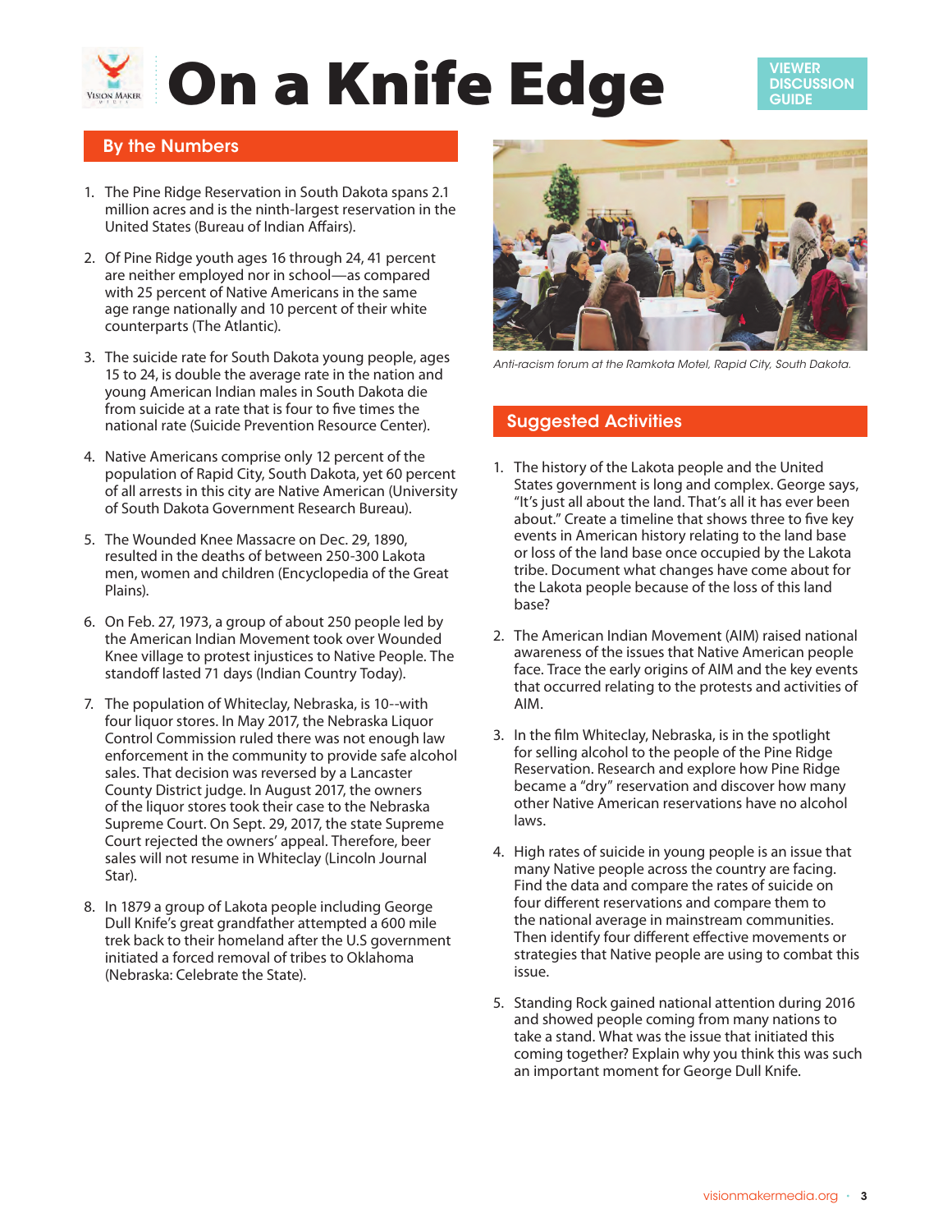# On a Knife Edge

VIEWER DISCUSSION GUIDE

## By the Numbers

1. The Pine Ridge Reservation in South Dakota spans 2.1 million acres and is the ninth-largest reservation in the United States (Bureau of Indian Affairs).

2. Of Pine Ridge youth ages 16 through 24, 41 percent are neither employed nor in school—as compared with 25 percent of Native Americans in the same age range nationally and 10 percent of their white counterparts (The Atlantic).

3. The suicide rate for South Dakota young people, ages 15 to 24, is double the average rate in the nation and young American Indian males in South Dakota die from suicide at a rate that is four to five times the national rate (Suicide Prevention Resource Center).

4. Native Americans comprise only 12 percent of the population of Rapid City, South Dakota, yet 60 percent of all arrests in this city are Native American (University of South Dakota Government Research Bureau).

5. The Wounded Knee Massacre on Dec. 29, 1890, resulted in the deaths of between 250-300 Lakota men, women and children (Encyclopedia of the Great Plains).

6. On Feb. 27, 1973, a group of about 250 people led by the American Indian Movement took over Wounded Knee village to protest injustices to Native People. The standoff lasted 71 days (Indian Country Today).

7. The population of Whiteclay, Nebraska, is 10--with four liquor stores. In May 2017, the Nebraska Liquor Control Commission ruled there was not enough law enforcement in the community to provide safe alcohol sales. That decision was reversed by a Lancaster County District judge. In August 2017, the owners of the liquor stores took their case to the Nebraska Supreme Court. On Sept. 29, 2017, the state Supreme Court rejected the owners' appeal. Therefore, beer sales will not resume in Whiteclay (Lincoln Journal Star).

8. In 1879 a group of Lakota people including George Dull Knife's great grandfather attempted a 600 mile trek back to their homeland after the U.S government initiated a forced removal of tribes to Oklahoma (Nebraska: Celebrate the State).

*Anti-racism forum at the Ramkota Motel, Rapid City, South Dakota.*

## Suggested Activities

1. The history of the Lakota people and the United States government is long and complex. George says, "It's just all about the land. That's all it has ever been about." Create a timeline that shows three to five key events in American history relating to the land base or loss of the land base once occupied by the Lakota tribe. Document what changes have come about for the Lakota people because of the loss of this land base?

2. The American Indian Movement (AIM) raised national awareness of the issues that Native American people face. Trace the early origins of AIM and the key events that occurred relating to the protests and activities of AIM.

3. In the film Whiteclay, Nebraska, is in the spotlight for selling alcohol to the people of the Pine Ridge Reservation. Research and explore how Pine Ridge became a "dry" reservation and discover how many other Native American reservations have no alcohol laws.

4. High rates of suicide in young people is an issue that many Native people across the country are facing. Find the data and compare the rates of suicide on four different reservations and compare them to the national average in mainstream communities. Then identify four different effective movements or strategies that Native people are using to combat this issue.

5. Standing Rock gained national attention during 2016 and showed people coming from many nations to take a stand. What was the issue that initiated this coming together? Explain why you think this was such an important moment for George Dull Knife.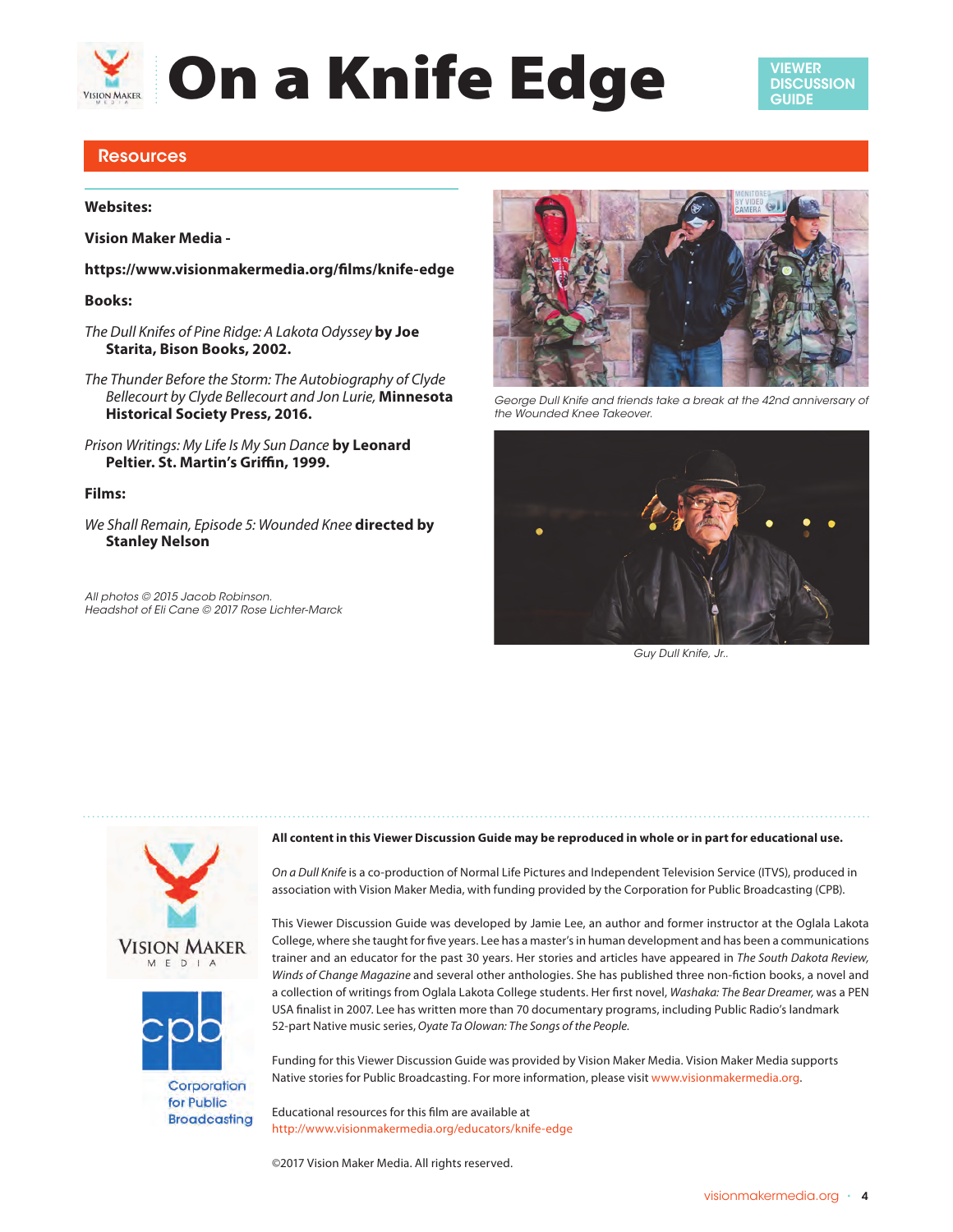# On a Knife Edge

VIEWER DISCUSSION GUIDE

## Resources

**Websites:**

**Vision Maker Media -**

**https://www.visionmakermedia.org/films/knife-edge**

**Books:**

*The Dull Knifes of Pine Ridge: A Lakota Odyssey* **by Joe Starita, Bison Books, 2002.**

*The Thunder Before the Storm: The Autobiography of Clyde Bellecourt by Clyde Bellecourt and Jon Lurie,* **Minnesota Historical Society Press, 2016.**

*Prison Writings: My Life Is My Sun Dance* **by Leonard Peltier. St. Martin's Griffin, 1999.**

**Films:**

*We Shall Remain, Episode 5: Wounded Knee* **directed by Stanley Nelson**

*All photos © 2015 Jacob Robinson.*
*Headshot of Eli Cane © 2017 Rose Lichter-Marck*

*George Dull Knife and friends take a break at the 42nd anniversary of the Wounded Knee Takeover.*

*Guy Dull Knife, Jr..*

**All content in this Viewer Discussion Guide may be reproduced in whole or in part for educational use.**

*On a Dull Knife* is a co-production of Normal Life Pictures and Independent Television Service (ITVS), produced in association with Vision Maker Media, with funding provided by the Corporation for Public Broadcasting (CPB).

This Viewer Discussion Guide was developed by Jamie Lee, an author and former instructor at the Oglala Lakota College, where she taught for five years. Lee has a master's in human development and has been a communications trainer and an educator for the past 30 years. Her stories and articles have appeared in *The South Dakota Review, Winds of Change Magazine* and several other anthologies. She has published three non-fiction books, a novel and a collection of writings from Oglala Lakota College students. Her first novel, *Washaka: The Bear Dreamer,* was a PEN USA finalist in 2007. Lee has written more than 70 documentary programs, including Public Radio's landmark 52-part Native music series, *Oyate Ta Olowan: The Songs of the People.*

Funding for this Viewer Discussion Guide was provided by Vision Maker Media. Vision Maker Media supports Native stories for Public Broadcasting. For more information, please visit www.visionmakermedia.org.

Educational resources for this film are available at http://www.visionmakermedia.org/educators/knife-edge

©2017 Vision Maker Media. All rights reserved.